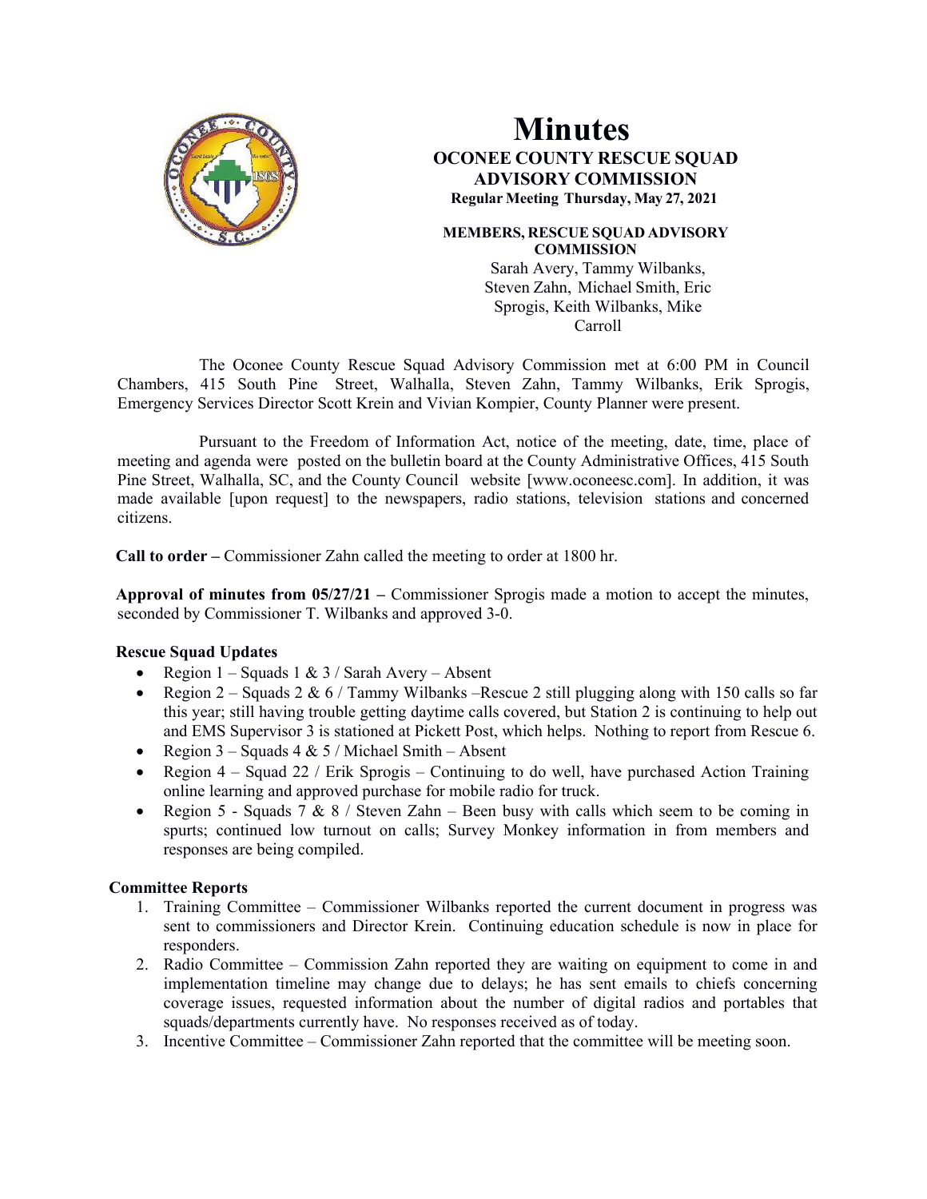# Minutes

**OCONEE COUNTY RESCUE SQUAD ADVISORY COMMISSION**

**Regular Meeting Thursday, May 27, 2021**

**MEMBERS, RESCUE SQUAD ADVISORY COMMISSION**

Sarah Avery, Tammy Wilbanks, Steven Zahn, Michael Smith, Eric Sprogis, Keith Wilbanks, Mike Carroll

The Oconee County Rescue Squad Advisory Commission met at 6:00 PM in Council Chambers, 415 South Pine Street, Walhalla, Steven Zahn, Tammy Wilbanks, Erik Sprogis, Emergency Services Director Scott Krein and Vivian Kompier, County Planner were present.

Pursuant to the Freedom of Information Act, notice of the meeting, date, time, place of meeting and agenda were posted on the bulletin board at the County Administrative Offices, 415 South Pine Street, Walhalla, SC, and the County Council website [www.oconeesc.com]. In addition, it was made available [upon request] to the newspapers, radio stations, television stations and concerned citizens.

**Call to order –** Commissioner Zahn called the meeting to order at 1800 hr.

**Approval of minutes from 05/27/21 –** Commissioner Sprogis made a motion to accept the minutes, seconded by Commissioner T. Wilbanks and approved 3-0.

**Rescue Squad Updates**

- Region 1 – Squads 1 & 3 / Sarah Avery – Absent
- Region 2 – Squads 2 & 6 / Tammy Wilbanks –Rescue 2 still plugging along with 150 calls so far this year; still having trouble getting daytime calls covered, but Station 2 is continuing to help out and EMS Supervisor 3 is stationed at Pickett Post, which helps. Nothing to report from Rescue 6.
- Region 3 – Squads 4 & 5 / Michael Smith – Absent
- Region 4 – Squad 22 / Erik Sprogis – Continuing to do well, have purchased Action Training online learning and approved purchase for mobile radio for truck.
- Region 5 - Squads 7 & 8 / Steven Zahn – Been busy with calls which seem to be coming in spurts; continued low turnout on calls; Survey Monkey information in from members and responses are being compiled.

**Committee Reports**

1. Training Committee – Commissioner Wilbanks reported the current document in progress was sent to commissioners and Director Krein. Continuing education schedule is now in place for responders.
2. Radio Committee – Commission Zahn reported they are waiting on equipment to come in and implementation timeline may change due to delays; he has sent emails to chiefs concerning coverage issues, requested information about the number of digital radios and portables that squads/departments currently have. No responses received as of today.
3. Incentive Committee – Commissioner Zahn reported that the committee will be meeting soon.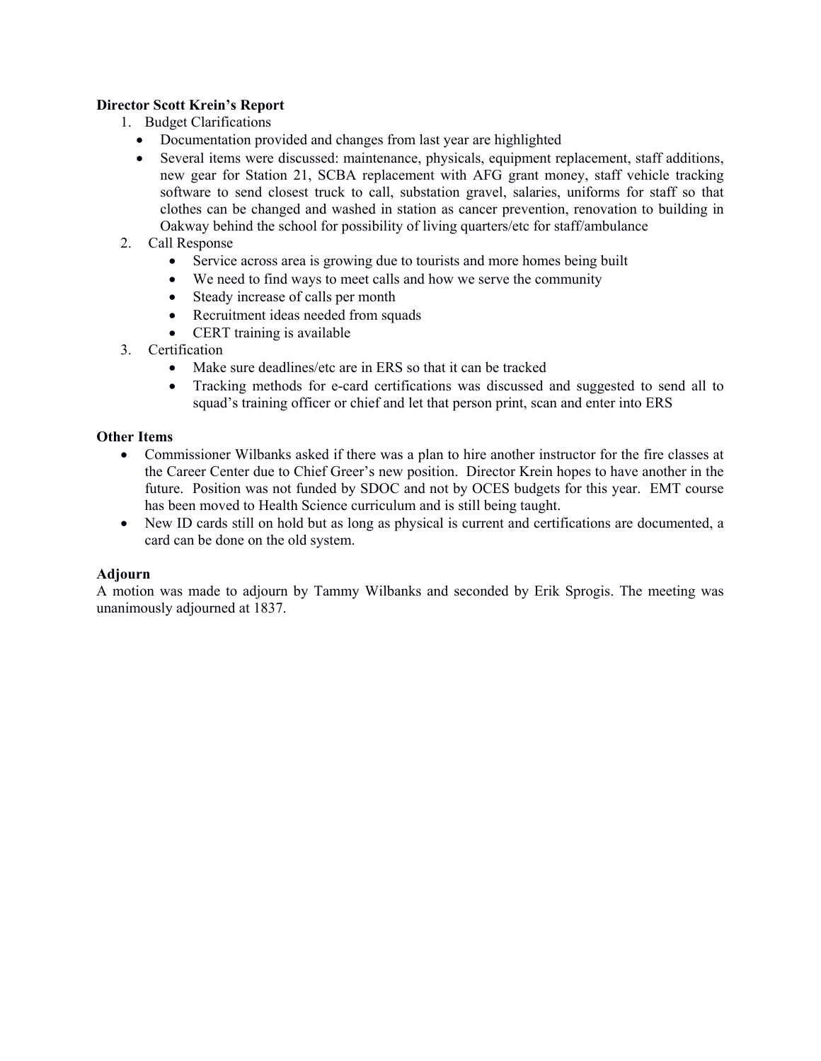**Director Scott Krein's Report**

1. Budget Clarifications
   - Documentation provided and changes from last year are highlighted
   - Several items were discussed: maintenance, physicals, equipment replacement, staff additions, new gear for Station 21, SCBA replacement with AFG grant money, staff vehicle tracking software to send closest truck to call, substation gravel, salaries, uniforms for staff so that clothes can be changed and washed in station as cancer prevention, renovation to building in Oakway behind the school for possibility of living quarters/etc for staff/ambulance
2. Call Response
   - Service across area is growing due to tourists and more homes being built
   - We need to find ways to meet calls and how we serve the community
   - Steady increase of calls per month
   - Recruitment ideas needed from squads
   - CERT training is available
3. Certification
   - Make sure deadlines/etc are in ERS so that it can be tracked
   - Tracking methods for e-card certifications was discussed and suggested to send all to squad's training officer or chief and let that person print, scan and enter into ERS

**Other Items**

- Commissioner Wilbanks asked if there was a plan to hire another instructor for the fire classes at the Career Center due to Chief Greer's new position. Director Krein hopes to have another in the future. Position was not funded by SDOC and not by OCES budgets for this year. EMT course has been moved to Health Science curriculum and is still being taught.
- New ID cards still on hold but as long as physical is current and certifications are documented, a card can be done on the old system.

**Adjourn**

A motion was made to adjourn by Tammy Wilbanks and seconded by Erik Sprogis. The meeting was unanimously adjourned at 1837.